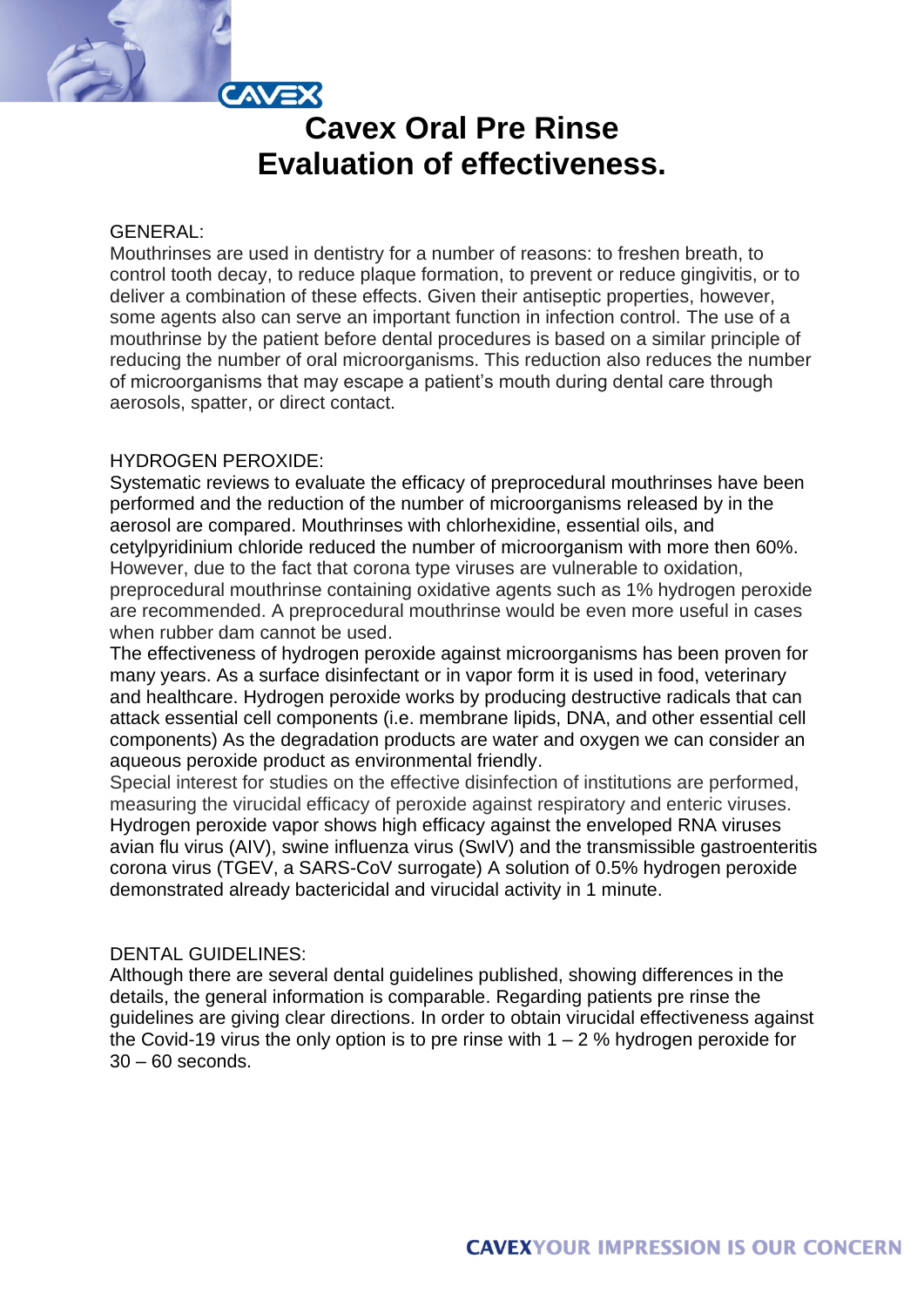# Cavex Oral Pre Rinse
# Evaluation of effectiveness.

GENERAL:
Mouthrinses are used in dentistry for a number of reasons: to freshen breath, to control tooth decay, to reduce plaque formation, to prevent or reduce gingivitis, or to deliver a combination of these effects. Given their antiseptic properties, however, some agents also can serve an important function in infection control. The use of a mouthrinse by the patient before dental procedures is based on a similar principle of reducing the number of oral microorganisms. This reduction also reduces the number of microorganisms that may escape a patient's mouth during dental care through aerosols, spatter, or direct contact.

HYDROGEN PEROXIDE:
Systematic reviews to evaluate the efficacy of preprocedural mouthrinses have been performed and the reduction of the number of microorganisms released by in the aerosol are compared. Mouthrinses with chlorhexidine, essential oils, and cetylpyridinium chloride reduced the number of microorganism with more then 60%. However, due to the fact that corona type viruses are vulnerable to oxidation, preprocedural mouthrinse containing oxidative agents such as 1% hydrogen peroxide are recommended. A preprocedural mouthrinse would be even more useful in cases when rubber dam cannot be used.
The effectiveness of hydrogen peroxide against microorganisms has been proven for many years. As a surface disinfectant or in vapor form it is used in food, veterinary and healthcare. Hydrogen peroxide works by producing destructive radicals that can attack essential cell components (i.e. membrane lipids, DNA, and other essential cell components) As the degradation products are water and oxygen we can consider an aqueous peroxide product as environmental friendly.
Special interest for studies on the effective disinfection of institutions are performed, measuring the virucidal efficacy of peroxide against respiratory and enteric viruses. Hydrogen peroxide vapor shows high efficacy against the enveloped RNA viruses avian flu virus (AIV), swine influenza virus (SwIV) and the transmissible gastroenteritis corona virus (TGEV, a SARS-CoV surrogate) A solution of 0.5% hydrogen peroxide demonstrated already bactericidal and virucidal activity in 1 minute.

DENTAL GUIDELINES:
Although there are several dental guidelines published, showing differences in the details, the general information is comparable. Regarding patients pre rinse the guidelines are giving clear directions. In order to obtain virucidal effectiveness against the Covid-19 virus the only option is to pre rinse with 1 – 2 % hydrogen peroxide for 30 – 60 seconds.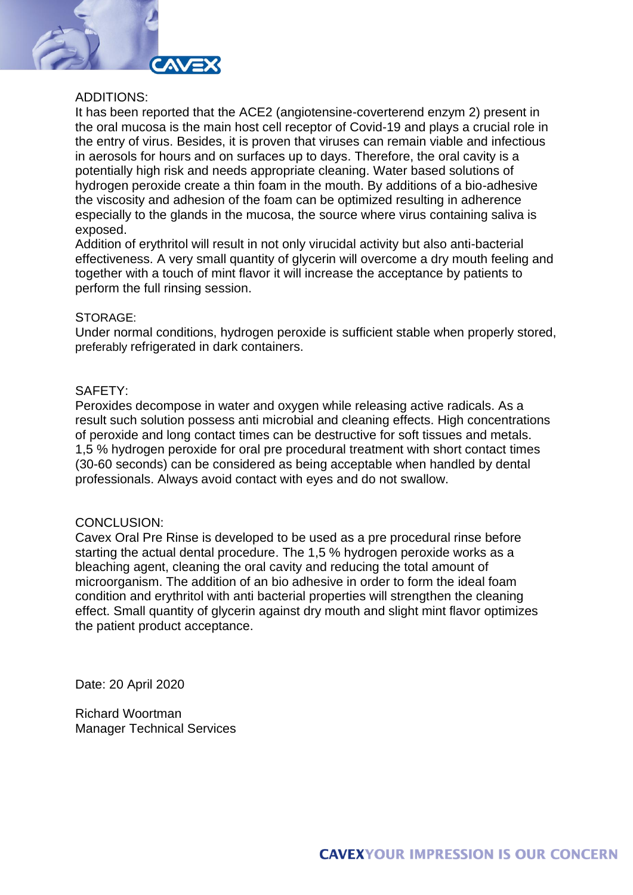## ADDITIONS:

It has been reported that the ACE2 (angiotensine-coverterend enzym 2) present in the oral mucosa is the main host cell receptor of Covid-19 and plays a crucial role in the entry of virus. Besides, it is proven that viruses can remain viable and infectious in aerosols for hours and on surfaces up to days. Therefore, the oral cavity is a potentially high risk and needs appropriate cleaning. Water based solutions of hydrogen peroxide create a thin foam in the mouth. By additions of a bio-adhesive the viscosity and adhesion of the foam can be optimized resulting in adherence especially to the glands in the mucosa, the source where virus containing saliva is exposed.
Addition of erythritol will result in not only virucidal activity but also anti-bacterial effectiveness. A very small quantity of glycerin will overcome a dry mouth feeling and together with a touch of mint flavor it will increase the acceptance by patients to perform the full rinsing session.

## STORAGE:

Under normal conditions, hydrogen peroxide is sufficient stable when properly stored, preferably refrigerated in dark containers.

## SAFETY:

Peroxides decompose in water and oxygen while releasing active radicals. As a result such solution possess anti microbial and cleaning effects. High concentrations of peroxide and long contact times can be destructive for soft tissues and metals. 1,5 % hydrogen peroxide for oral pre procedural treatment with short contact times (30-60 seconds) can be considered as being acceptable when handled by dental professionals. Always avoid contact with eyes and do not swallow.

## CONCLUSION:

Cavex Oral Pre Rinse is developed to be used as a pre procedural rinse before starting the actual dental procedure. The 1,5 % hydrogen peroxide works as a bleaching agent, cleaning the oral cavity and reducing the total amount of microorganism. The addition of an bio adhesive in order to form the ideal foam condition and erythritol with anti bacterial properties will strengthen the cleaning effect. Small quantity of glycerin against dry mouth and slight mint flavor optimizes the patient product acceptance.

Date: 20 April 2020

Richard Woortman
Manager Technical Services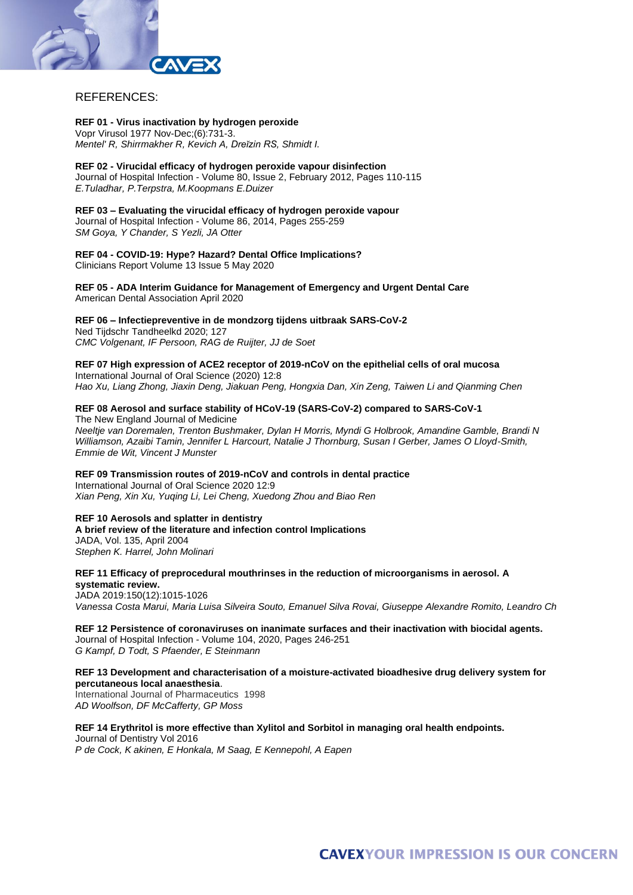REFERENCES:

**REF 01 - Virus inactivation by hydrogen peroxide**
Vopr Virusol 1977 Nov-Dec;(6):731-3.
*Mentel' R, Shirrmakher R, Kevich A, Dreĭzin RS, Shmidt I.*

**REF 02 - Virucidal efficacy of hydrogen peroxide vapour disinfection**
Journal of Hospital Infection - Volume 80, Issue 2, February 2012, Pages 110-115
*E.Tuladhar, P.Terpstra, M.Koopmans E.Duizer*

**REF 03 – Evaluating the virucidal efficacy of hydrogen peroxide vapour**
Journal of Hospital Infection - Volume 86, 2014, Pages 255-259
*SM Goya, Y Chander, S Yezli, JA Otter*

**REF 04 - COVID-19: Hype? Hazard? Dental Office Implications?**
Clinicians Report Volume 13 Issue 5 May 2020

**REF 05 - ADA Interim Guidance for Management of Emergency and Urgent Dental Care**
American Dental Association April 2020

**REF 06 – Infectiepreventive in de mondzorg tijdens uitbraak SARS-CoV-2**
Ned Tijdschr Tandheelkd 2020; 127
*CMC Volgenant, IF Persoon, RAG de Ruijter, JJ de Soet*

**REF 07 High expression of ACE2 receptor of 2019-nCoV on the epithelial cells of oral mucosa**
International Journal of Oral Science (2020) 12:8
*Hao Xu, Liang Zhong, Jiaxin Deng, Jiakuan Peng, Hongxia Dan, Xin Zeng, Taiwen Li and Qianming Chen*

**REF 08 Aerosol and surface stability of HCoV-19 (SARS-CoV-2) compared to SARS-CoV-1**
The New England Journal of Medicine
*Neeltje van Doremalen, Trenton Bushmaker, Dylan H Morris, Myndi G Holbrook, Amandine Gamble, Brandi N Williamson, Azaibi Tamin, Jennifer L Harcourt, Natalie J Thornburg, Susan I Gerber, James O Lloyd-Smith, Emmie de Wit, Vincent J Munster*

**REF 09 Transmission routes of 2019-nCoV and controls in dental practice**
International Journal of Oral Science 2020 12:9
*Xian Peng, Xin Xu, Yuqing Li, Lei Cheng, Xuedong Zhou and Biao Ren*

**REF 10 Aerosols and splatter in dentistry**
**A brief review of the literature and infection control Implications**
JADA, Vol. 135, April 2004
*Stephen K. Harrel, John Molinari*

**REF 11 Efficacy of preprocedural mouthrinses in the reduction of microorganisms in aerosol. A systematic review.**
JADA 2019:150(12):1015-1026
*Vanessa Costa Marui, Maria Luisa Silveira Souto, Emanuel Silva Rovai, Giuseppe Alexandre Romito, Leandro Ch*

**REF 12 Persistence of coronaviruses on inanimate surfaces and their inactivation with biocidal agents.**
Journal of Hospital Infection - Volume 104, 2020, Pages 246-251
*G Kampf, D Todt, S Pfaender, E Steinmann*

**REF 13 Development and characterisation of a moisture-activated bioadhesive drug delivery system for percutaneous local anaesthesia**.
International Journal of Pharmaceutics 1998
*AD Woolfson, DF McCafferty, GP Moss*

**REF 14 Erythritol is more effective than Xylitol and Sorbitol in managing oral health endpoints.**
Journal of Dentistry Vol 2016
*P de Cock, K akinen, E Honkala, M Saag, E Kennepohl, A Eapen*